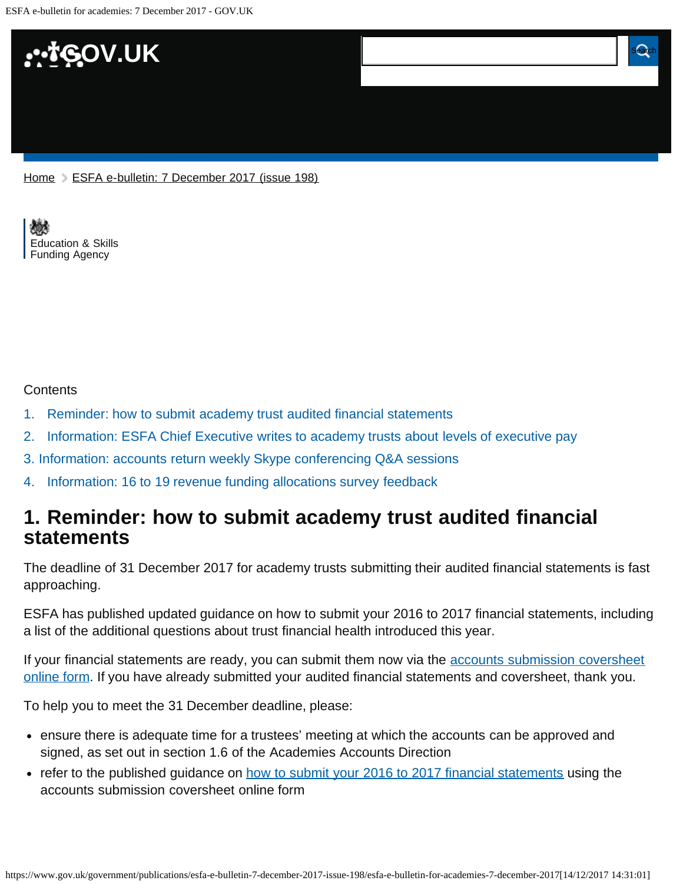Home > ESFA e-bulletin: 7 December 2017 (issue 198)

Education & Skills Funding Agency

Contents

1. Reminder: how to submit academy trust audited financial statements
2. Information: ESFA Chief Executive writes to academy trusts about levels of executive pay
3. Information: accounts return weekly Skype conferencing Q&A sessions
4. Information: 16 to 19 revenue funding allocations survey feedback

## 1. Reminder: how to submit academy trust audited financial statements

The deadline of 31 December 2017 for academy trusts submitting their audited financial statements is fast approaching.

ESFA has published updated guidance on how to submit your 2016 to 2017 financial statements, including a list of the additional questions about trust financial health introduced this year.

If your financial statements are ready, you can submit them now via the accounts submission coversheet online form. If you have already submitted your audited financial statements and coversheet, thank you.

To help you to meet the 31 December deadline, please:

- ensure there is adequate time for a trustees' meeting at which the accounts can be approved and signed, as set out in section 1.6 of the Academies Accounts Direction
- refer to the published guidance on how to submit your 2016 to 2017 financial statements using the accounts submission coversheet online form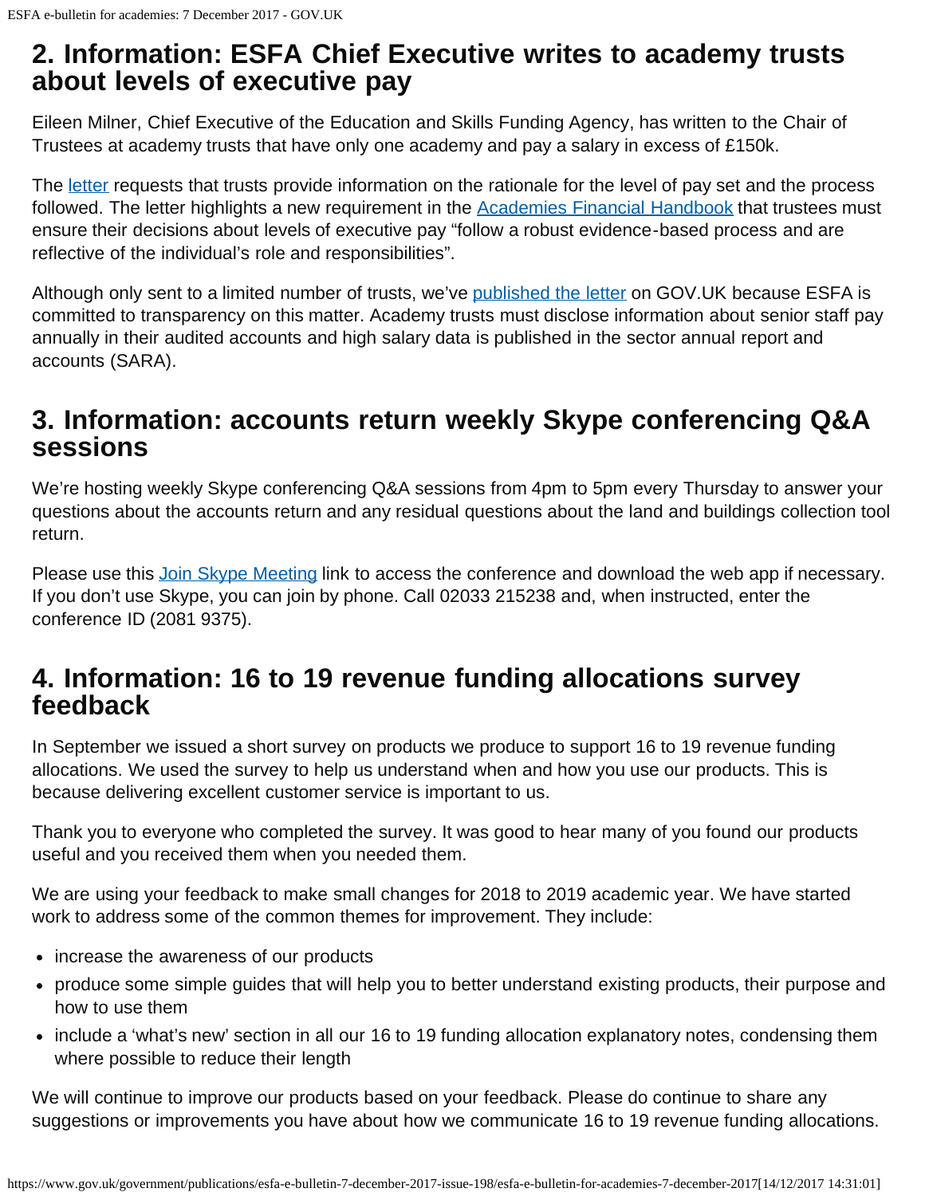## 2. Information: ESFA Chief Executive writes to academy trusts about levels of executive pay

Eileen Milner, Chief Executive of the Education and Skills Funding Agency, has written to the Chair of Trustees at academy trusts that have only one academy and pay a salary in excess of £150k.

The letter requests that trusts provide information on the rationale for the level of pay set and the process followed. The letter highlights a new requirement in the Academies Financial Handbook that trustees must ensure their decisions about levels of executive pay "follow a robust evidence-based process and are reflective of the individual's role and responsibilities".

Although only sent to a limited number of trusts, we've published the letter on GOV.UK because ESFA is committed to transparency on this matter. Academy trusts must disclose information about senior staff pay annually in their audited accounts and high salary data is published in the sector annual report and accounts (SARA).

## 3. Information: accounts return weekly Skype conferencing Q&A sessions

We're hosting weekly Skype conferencing Q&A sessions from 4pm to 5pm every Thursday to answer your questions about the accounts return and any residual questions about the land and buildings collection tool return.

Please use this Join Skype Meeting link to access the conference and download the web app if necessary. If you don't use Skype, you can join by phone. Call 02033 215238 and, when instructed, enter the conference ID (2081 9375).

## 4. Information: 16 to 19 revenue funding allocations survey feedback

In September we issued a short survey on products we produce to support 16 to 19 revenue funding allocations. We used the survey to help us understand when and how you use our products. This is because delivering excellent customer service is important to us.

Thank you to everyone who completed the survey. It was good to hear many of you found our products useful and you received them when you needed them.

We are using your feedback to make small changes for 2018 to 2019 academic year. We have started work to address some of the common themes for improvement. They include:

- increase the awareness of our products
- produce some simple guides that will help you to better understand existing products, their purpose and how to use them
- include a 'what's new' section in all our 16 to 19 funding allocation explanatory notes, condensing them where possible to reduce their length

We will continue to improve our products based on your feedback. Please do continue to share any suggestions or improvements you have about how we communicate 16 to 19 revenue funding allocations.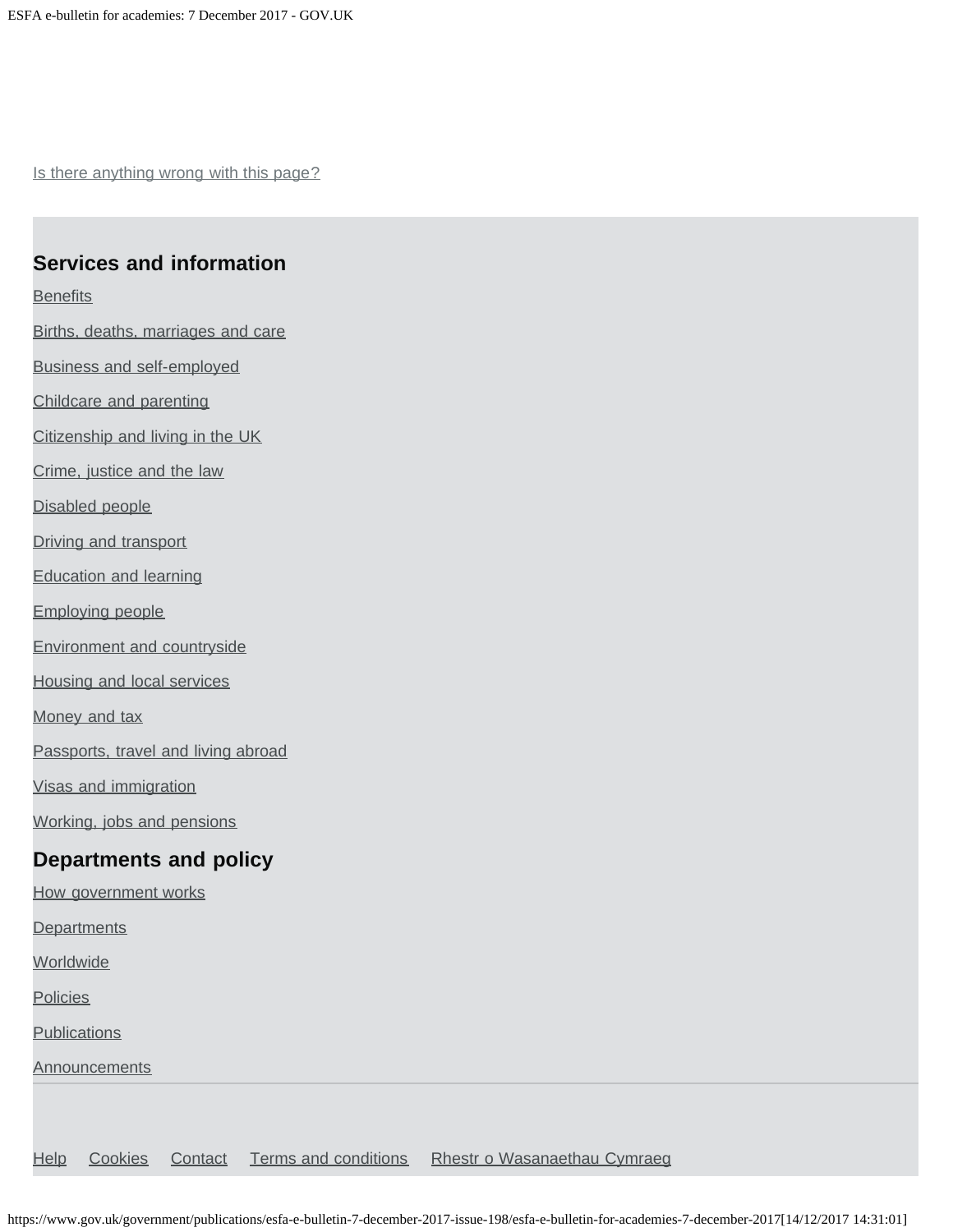Is there anything wrong with this page?

## Services and information

Benefits

Births, deaths, marriages and care

Business and self-employed

Childcare and parenting

Citizenship and living in the UK

Crime, justice and the law

Disabled people

Driving and transport

Education and learning

Employing people

Environment and countryside

Housing and local services

Money and tax

Passports, travel and living abroad

Visas and immigration

Working, jobs and pensions

## Departments and policy

How government works

Departments

Worldwide

Policies

Publications

Announcements

Help Cookies Contact Terms and conditions Rhestr o Wasanaethau Cymraeg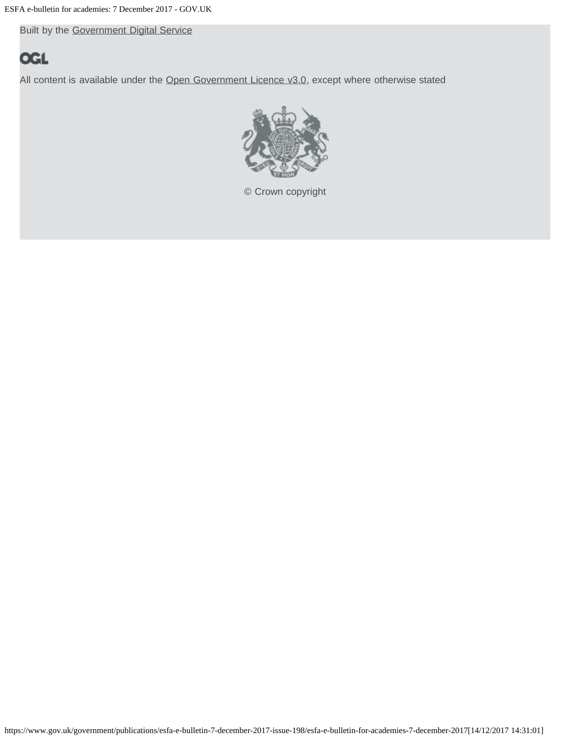Built by the Government Digital Service

OGL

All content is available under the Open Government Licence v3.0, except where otherwise stated

© Crown copyright